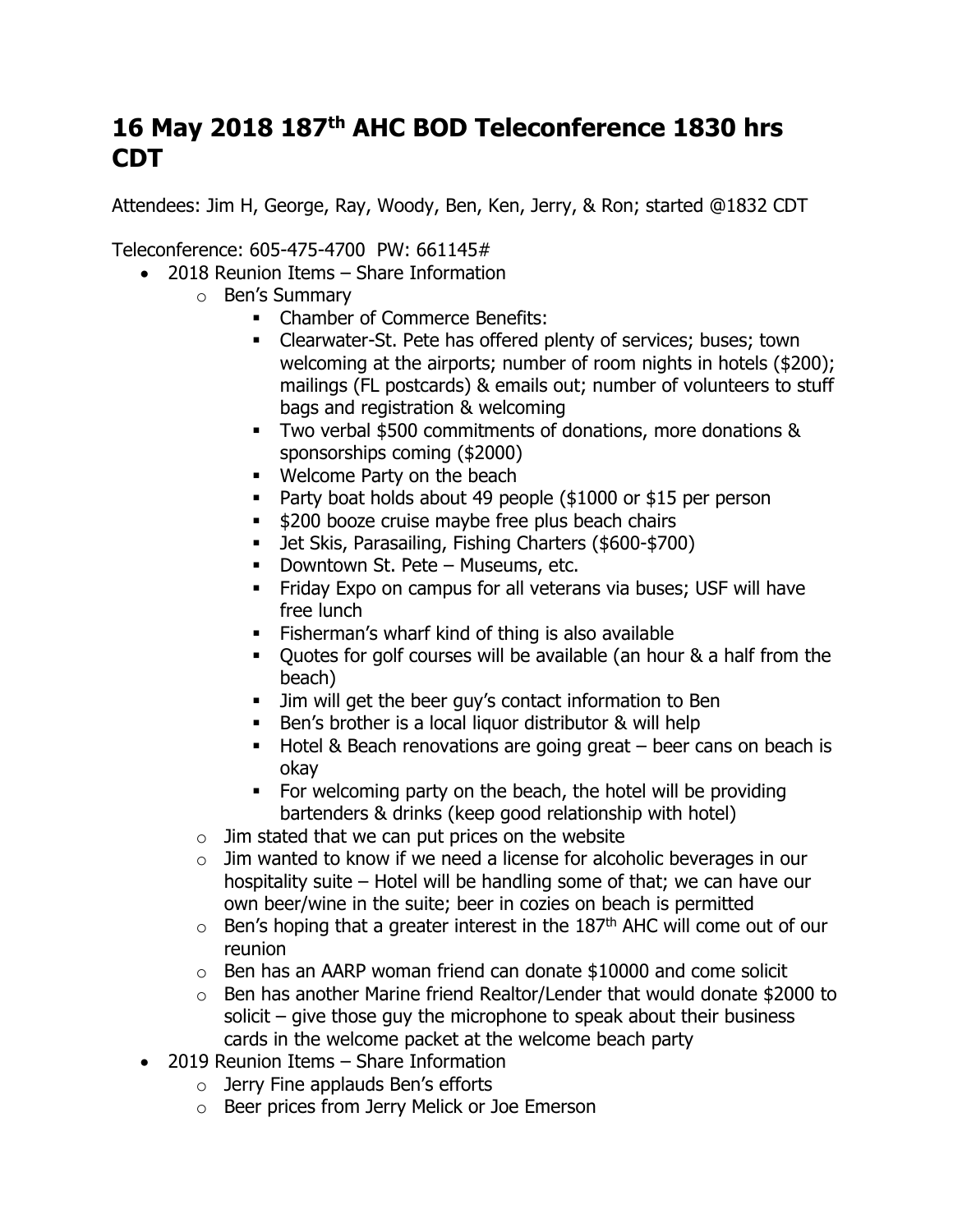# 16 May 2018 187th AHC BOD Teleconference 1830 hrs CDT

Attendees: Jim H, George, Ray, Woody, Ben, Ken, Jerry, & Ron; started @1832 CDT

Teleconference: 605-475-4700 PW: 661145#

- 2018 Reunion Items – Share Information
  - Ben's Summary
    - Chamber of Commerce Benefits:
    - Clearwater-St. Pete has offered plenty of services; buses; town welcoming at the airports; number of room nights in hotels ($200); mailings (FL postcards) & emails out; number of volunteers to stuff bags and registration & welcoming
    - Two verbal $500 commitments of donations, more donations & sponsorships coming ($2000)
    - Welcome Party on the beach
    - Party boat holds about 49 people ($1000 or $15 per person
    - $200 booze cruise maybe free plus beach chairs
    - Jet Skis, Parasailing, Fishing Charters ($600-$700)
    - Downtown St. Pete – Museums, etc.
    - Friday Expo on campus for all veterans via buses; USF will have free lunch
    - Fisherman's wharf kind of thing is also available
    - Quotes for golf courses will be available (an hour & a half from the beach)
    - Jim will get the beer guy's contact information to Ben
    - Ben's brother is a local liquor distributor & will help
    - Hotel & Beach renovations are going great – beer cans on beach is okay
    - For welcoming party on the beach, the hotel will be providing bartenders & drinks (keep good relationship with hotel)
  - Jim stated that we can put prices on the website
  - Jim wanted to know if we need a license for alcoholic beverages in our hospitality suite – Hotel will be handling some of that; we can have our own beer/wine in the suite; beer in cozies on beach is permitted
  - Ben's hoping that a greater interest in the 187th AHC will come out of our reunion
  - Ben has an AARP woman friend can donate $10000 and come solicit
  - Ben has another Marine friend Realtor/Lender that would donate $2000 to solicit – give those guy the microphone to speak about their business cards in the welcome packet at the welcome beach party
- 2019 Reunion Items – Share Information
  - Jerry Fine applauds Ben's efforts
  - Beer prices from Jerry Melick or Joe Emerson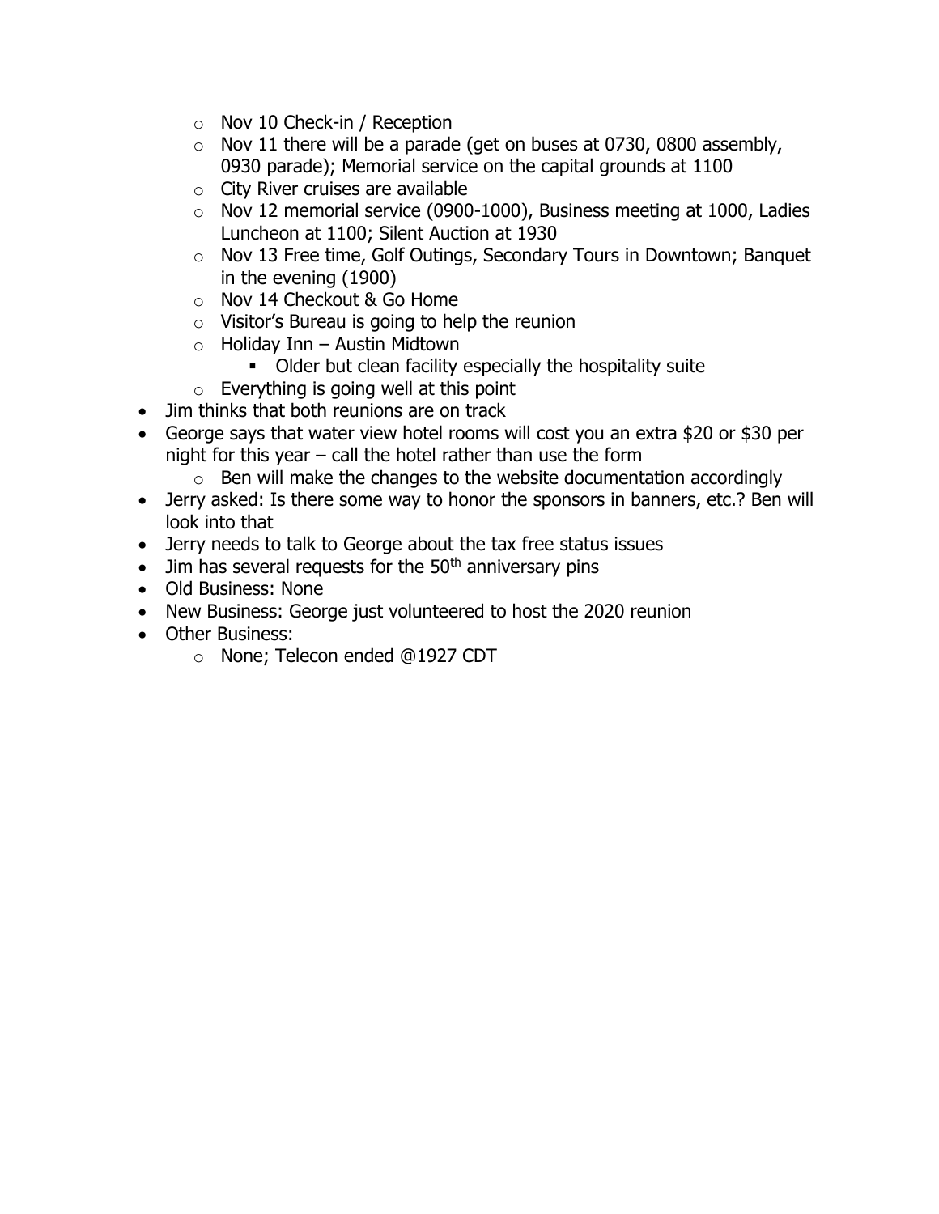- Nov 10 Check-in / Reception
  - Nov 11 there will be a parade (get on buses at 0730, 0800 assembly, 0930 parade); Memorial service on the capital grounds at 1100
  - City River cruises are available
  - Nov 12 memorial service (0900-1000), Business meeting at 1000, Ladies Luncheon at 1100; Silent Auction at 1930
  - Nov 13 Free time, Golf Outings, Secondary Tours in Downtown; Banquet in the evening (1900)
  - Nov 14 Checkout & Go Home
  - Visitor's Bureau is going to help the reunion
  - Holiday Inn – Austin Midtown
    - Older but clean facility especially the hospitality suite
  - Everything is going well at this point
- Jim thinks that both reunions are on track
- George says that water view hotel rooms will cost you an extra $20 or $30 per night for this year – call the hotel rather than use the form
  - Ben will make the changes to the website documentation accordingly
- Jerry asked: Is there some way to honor the sponsors in banners, etc.? Ben will look into that
- Jerry needs to talk to George about the tax free status issues
- Jim has several requests for the 50th anniversary pins
- Old Business: None
- New Business: George just volunteered to host the 2020 reunion
- Other Business:
  - None; Telecon ended @1927 CDT